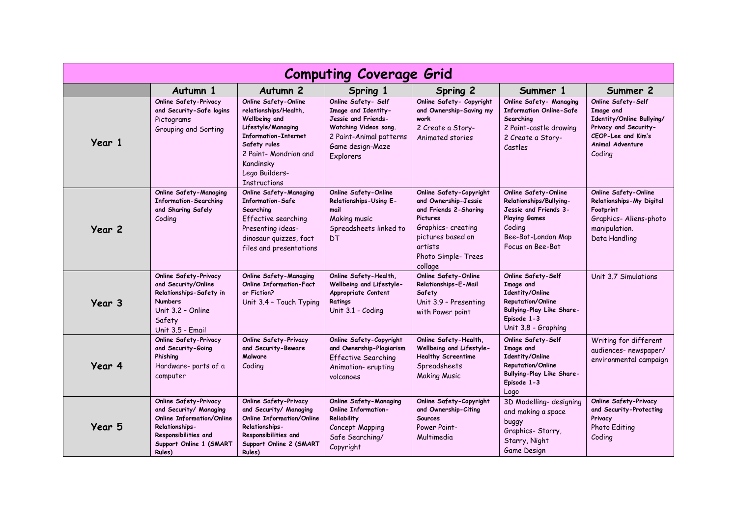# Computing Coverage Grid

| | Autumn 1 | Autumn 2 | Spring 1 | Spring 2 | Summer 1 | Summer 2 |
|---|---|---|---|---|---|---|
| **Year 1** | **Online Safety-Privacy and Security-Safe logins**<br>Pictograms<br>Grouping and Sorting | **Online Safety-Online relationships/Health, Wellbeing and Lifestyle/Managing Information-Internet Safety rules**<br>2 Paint- Mondrian and Kandinsky<br>Lego Builders-Instructions | **Online Safety- Self Image and Identity-Jessie and Friends-Watching Videos song.**<br>2 Paint-Animal patterns<br>Game design-Maze Explorers | **Online Safety- Copyright and Ownership-Saving my work**<br>2 Create a Story-Animated stories | **Online Safety- Managing Information Online-Safe Searching**<br>2 Paint-castle drawing<br>2 Create a Story-Castles | **Online Safety-Self Image and Identity/Online Bullying/ Privacy and Security-CEOP-Lee and Kim's Animal Adventure**<br>Coding |
| **Year 2** | **Online Safety-Managing Information-Searching and Sharing Safely**<br>Coding | **Online Safety-Managing Information-Safe Searching**<br>Effective searching<br>Presenting ideas-dinosaur quizzes, fact files and presentations | **Online Safety-Online Relationships-Using E-mail**<br>Making music<br>Spreadsheets linked to DT | **Online Safety-Copyright and Ownership-Jessie and Friends 2-Sharing Pictures**<br>Graphics- creating pictures based on artists<br>Photo Simple- Trees collage | **Online Safety-Online Relationships/Bullying-Jessie and Friends 3-Playing Games**<br>Coding<br>Bee-Bot-London Map Focus on Bee-Bot | **Online Safety-Online Relationships-My Digital Footprint**<br>Graphics- Aliens-photo manipulation.<br>Data Handling |
| **Year 3** | **Online Safety-Privacy and Security/Online Relationships-Safety in Numbers**<br>Unit 3.2 – Online Safety<br>Unit 3.5 - Email | **Online Safety-Managing Online Information-Fact or Fiction?**<br>Unit 3.4 – Touch Typing | **Online Safety-Health, Wellbeing and Lifestyle-Appropriate Content Ratings**<br>Unit 3.1 - Coding | **Online Safety-Online Relationships-E-Mail Safety**<br>Unit 3.9 – Presenting with Power point | **Online Safety-Self Image and Identity/Online Reputation/Online Bullying-Play Like Share-Episode 1-3**<br>Unit 3.8 - Graphing | Unit 3.7 Simulations |
| **Year 4** | **Online Safety-Privacy and Security-Going Phishing**<br>Hardware- parts of a computer | **Online Safety-Privacy and Security-Beware Malware**<br>Coding | **Online Safety-Copyright and Ownership-Plagiarism**<br>Effective Searching<br>Animation- erupting volcanoes | **Online Safety-Health, Wellbeing and Lifestyle-Healthy Screentime**<br>Spreadsheets<br>Making Music | **Online Safety-Self Image and Identity/Online Reputation/Online Bullying-Play Like Share-Episode 1-3**<br>Logo | Writing for different audiences- newspaper/ environmental campaign |
| **Year 5** | **Online Safety-Privacy and Security/ Managing Online Information/Online Relationships-Responsibilities and Support Online 1 (SMART Rules)** | **Online Safety-Privacy and Security/ Managing Online Information/Online Relationships-Responsibilities and Support Online 2 (SMART Rules)** | **Online Safety-Managing Online Information-Reliability**<br>Concept Mapping<br>Safe Searching/ Copyright | **Online Safety-Copyright and Ownership-Citing Sources**<br>Power Point-Multimedia | 3D Modelling- designing and making a space buggy<br>Graphics- Starry, Starry, Night<br>Game Design | **Online Safety-Privacy and Security-Protecting Privacy**<br>Photo Editing<br>Coding |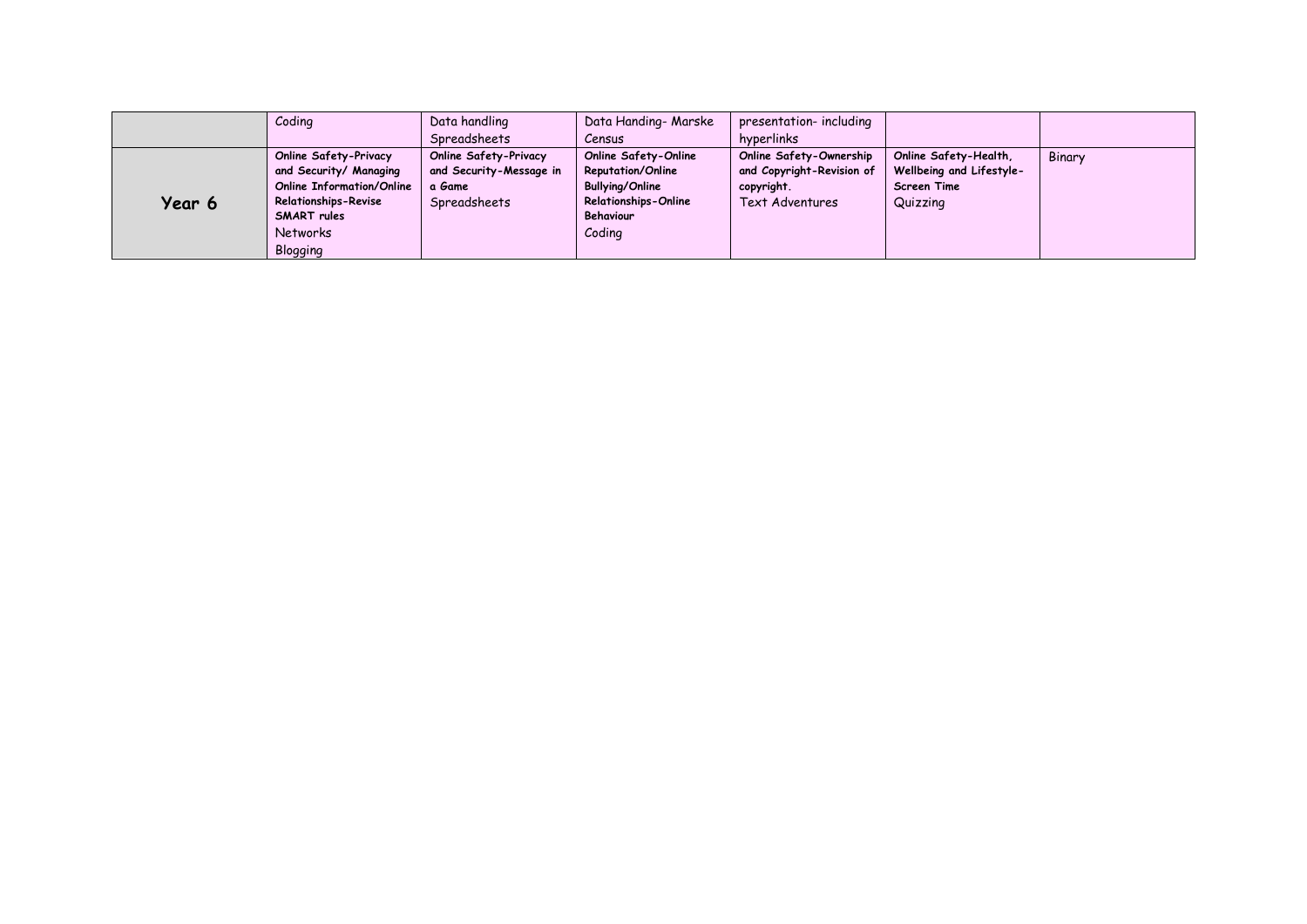| | | | | | | |
|---|---|---|---|---|---|---|
| | Coding | Data handling<br>Spreadsheets | Data Handing- Marske Census | presentation- including hyperlinks | | |
| **Year 6** | **Online Safety-Privacy and Security/ Managing Online Information/Online Relationships-Revise SMART rules**<br>Networks<br>Blogging | **Online Safety-Privacy and Security-Message in a Game**<br>Spreadsheets | **Online Safety-Online Reputation/Online Bullying/Online Relationships-Online Behaviour**<br>Coding | **Online Safety-Ownership and Copyright-Revision of copyright.**<br>Text Adventures | **Online Safety-Health, Wellbeing and Lifestyle-Screen Time**<br>Quizzing | Binary |